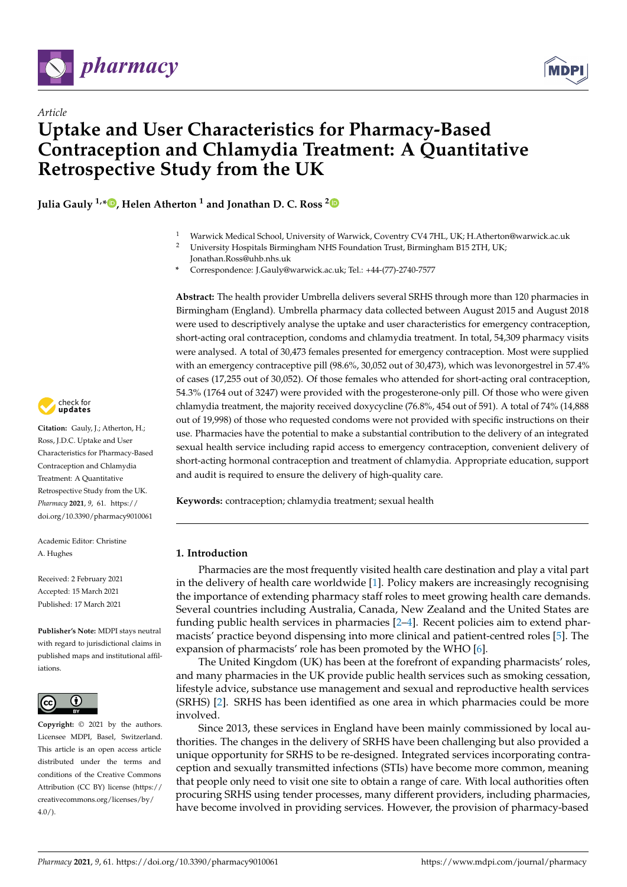Article

# Uptake and User Characteristics for Pharmacy-Based Contraception and Chlamydia Treatment: A Quantitative Retrospective Study from the UK

**Julia Gauly [1,*], Helen Atherton [1] and Jonathan D. C. Ross [2]**

[1] Warwick Medical School, University of Warwick, Coventry CV4 7HL, UK; H.Atherton@warwick.ac.uk
[2] University Hospitals Birmingham NHS Foundation Trust, Birmingham B15 2TH, UK; Jonathan.Ross@uhb.nhs.uk
* Correspondence: J.Gauly@warwick.ac.uk; Tel.: +44-(77)-2740-7577

**Abstract:** The health provider Umbrella delivers several SRHS through more than 120 pharmacies in Birmingham (England). Umbrella pharmacy data collected between August 2015 and August 2018 were used to descriptively analyse the uptake and user characteristics for emergency contraception, short-acting oral contraception, condoms and chlamydia treatment. In total, 54,309 pharmacy visits were analysed. A total of 30,473 females presented for emergency contraception. Most were supplied with an emergency contraceptive pill (98.6%, 30,052 out of 30,473), which was levonorgestrel in 57.4% of cases (17,255 out of 30,052). Of those females who attended for short-acting oral contraception, 54.3% (1764 out of 3247) were provided with the progesterone-only pill. Of those who were given chlamydia treatment, the majority received doxycycline (76.8%, 454 out of 591). A total of 74% (14,888 out of 19,998) of those who requested condoms were not provided with specific instructions on their use. Pharmacies have the potential to make a substantial contribution to the delivery of an integrated sexual health service including rapid access to emergency contraception, convenient delivery of short-acting hormonal contraception and treatment of chlamydia. Appropriate education, support and audit is required to ensure the delivery of high-quality care.

**Keywords:** contraception; chlamydia treatment; sexual health

**Citation:** Gauly, J.; Atherton, H.; Ross, J.D.C. Uptake and User Characteristics for Pharmacy-Based Contraception and Chlamydia Treatment: A Quantitative Retrospective Study from the UK. *Pharmacy* **2021**, *9*, 61. https://doi.org/10.3390/pharmacy9010061

Academic Editor: Christine A. Hughes

Received: 2 February 2021
Accepted: 15 March 2021
Published: 17 March 2021

**Publisher's Note:** MDPI stays neutral with regard to jurisdictional claims in published maps and institutional affiliations.

**Copyright:** © 2021 by the authors. Licensee MDPI, Basel, Switzerland. This article is an open access article distributed under the terms and conditions of the Creative Commons Attribution (CC BY) license (https://creativecommons.org/licenses/by/4.0/).

## 1. Introduction

Pharmacies are the most frequently visited health care destination and play a vital part in the delivery of health care worldwide [1]. Policy makers are increasingly recognising the importance of extending pharmacy staff roles to meet growing health care demands. Several countries including Australia, Canada, New Zealand and the United States are funding public health services in pharmacies [2–4]. Recent policies aim to extend pharmacists' practice beyond dispensing into more clinical and patient-centred roles [5]. The expansion of pharmacists' role has been promoted by the WHO [6].

The United Kingdom (UK) has been at the forefront of expanding pharmacists' roles, and many pharmacies in the UK provide public health services such as smoking cessation, lifestyle advice, substance use management and sexual and reproductive health services (SRHS) [2]. SRHS has been identified as one area in which pharmacies could be more involved.

Since 2013, these services in England have been mainly commissioned by local authorities. The changes in the delivery of SRHS have been challenging but also provided a unique opportunity for SRHS to be re-designed. Integrated services incorporating contraception and sexually transmitted infections (STIs) have become more common, meaning that people only need to visit one site to obtain a range of care. With local authorities often procuring SRHS using tender processes, many different providers, including pharmacies, have become involved in providing services. However, the provision of pharmacy-based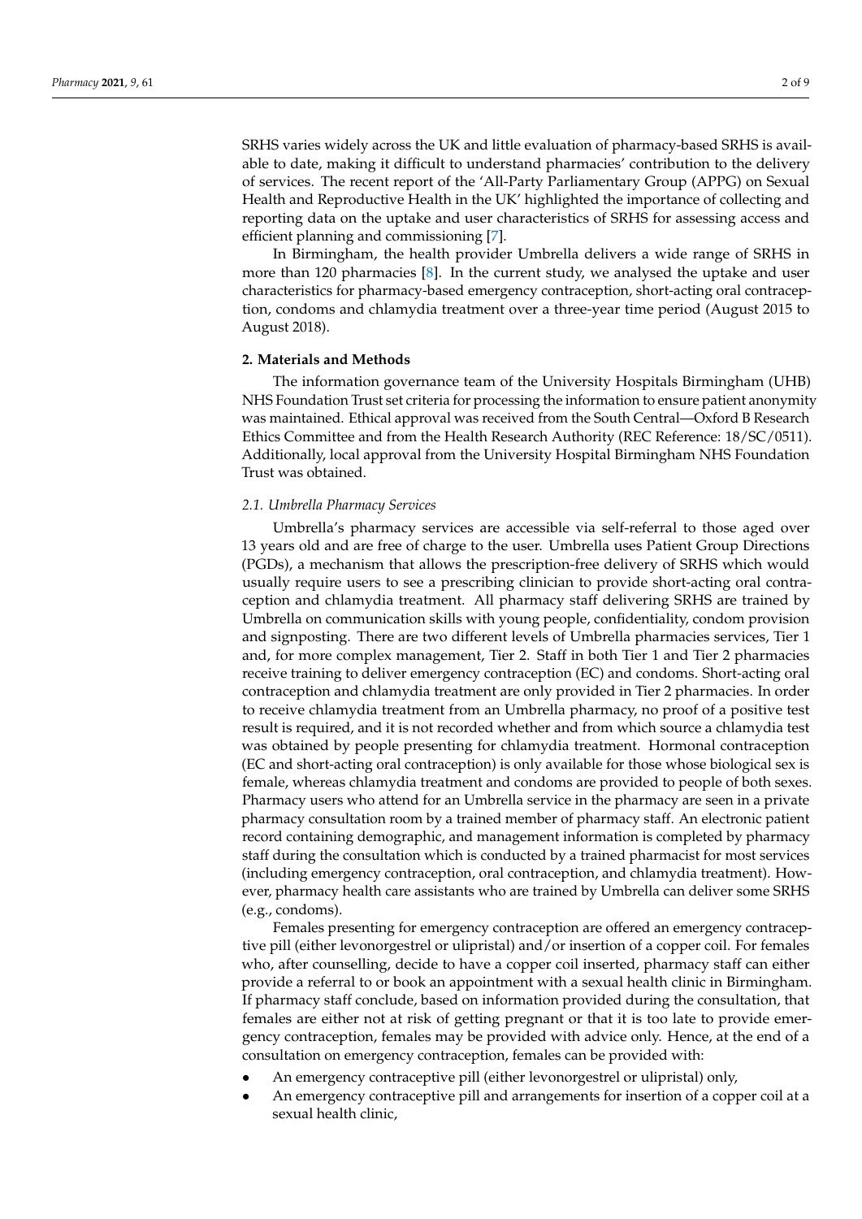SRHS varies widely across the UK and little evaluation of pharmacy-based SRHS is available to date, making it difficult to understand pharmacies' contribution to the delivery of services. The recent report of the 'All-Party Parliamentary Group (APPG) on Sexual Health and Reproductive Health in the UK' highlighted the importance of collecting and reporting data on the uptake and user characteristics of SRHS for assessing access and efficient planning and commissioning [7].

In Birmingham, the health provider Umbrella delivers a wide range of SRHS in more than 120 pharmacies [8]. In the current study, we analysed the uptake and user characteristics for pharmacy-based emergency contraception, short-acting oral contraception, condoms and chlamydia treatment over a three-year time period (August 2015 to August 2018).

## 2. Materials and Methods

The information governance team of the University Hospitals Birmingham (UHB) NHS Foundation Trust set criteria for processing the information to ensure patient anonymity was maintained. Ethical approval was received from the South Central—Oxford B Research Ethics Committee and from the Health Research Authority (REC Reference: 18/SC/0511). Additionally, local approval from the University Hospital Birmingham NHS Foundation Trust was obtained.

### *2.1. Umbrella Pharmacy Services*

Umbrella's pharmacy services are accessible via self-referral to those aged over 13 years old and are free of charge to the user. Umbrella uses Patient Group Directions (PGDs), a mechanism that allows the prescription-free delivery of SRHS which would usually require users to see a prescribing clinician to provide short-acting oral contraception and chlamydia treatment. All pharmacy staff delivering SRHS are trained by Umbrella on communication skills with young people, confidentiality, condom provision and signposting. There are two different levels of Umbrella pharmacies services, Tier 1 and, for more complex management, Tier 2. Staff in both Tier 1 and Tier 2 pharmacies receive training to deliver emergency contraception (EC) and condoms. Short-acting oral contraception and chlamydia treatment are only provided in Tier 2 pharmacies. In order to receive chlamydia treatment from an Umbrella pharmacy, no proof of a positive test result is required, and it is not recorded whether and from which source a chlamydia test was obtained by people presenting for chlamydia treatment. Hormonal contraception (EC and short-acting oral contraception) is only available for those whose biological sex is female, whereas chlamydia treatment and condoms are provided to people of both sexes. Pharmacy users who attend for an Umbrella service in the pharmacy are seen in a private pharmacy consultation room by a trained member of pharmacy staff. An electronic patient record containing demographic, and management information is completed by pharmacy staff during the consultation which is conducted by a trained pharmacist for most services (including emergency contraception, oral contraception, and chlamydia treatment). However, pharmacy health care assistants who are trained by Umbrella can deliver some SRHS (e.g., condoms).

Females presenting for emergency contraception are offered an emergency contraceptive pill (either levonorgestrel or ulipristal) and/or insertion of a copper coil. For females who, after counselling, decide to have a copper coil inserted, pharmacy staff can either provide a referral to or book an appointment with a sexual health clinic in Birmingham. If pharmacy staff conclude, based on information provided during the consultation, that females are either not at risk of getting pregnant or that it is too late to provide emergency contraception, females may be provided with advice only. Hence, at the end of a consultation on emergency contraception, females can be provided with:

- An emergency contraceptive pill (either levonorgestrel or ulipristal) only,
- An emergency contraceptive pill and arrangements for insertion of a copper coil at a sexual health clinic,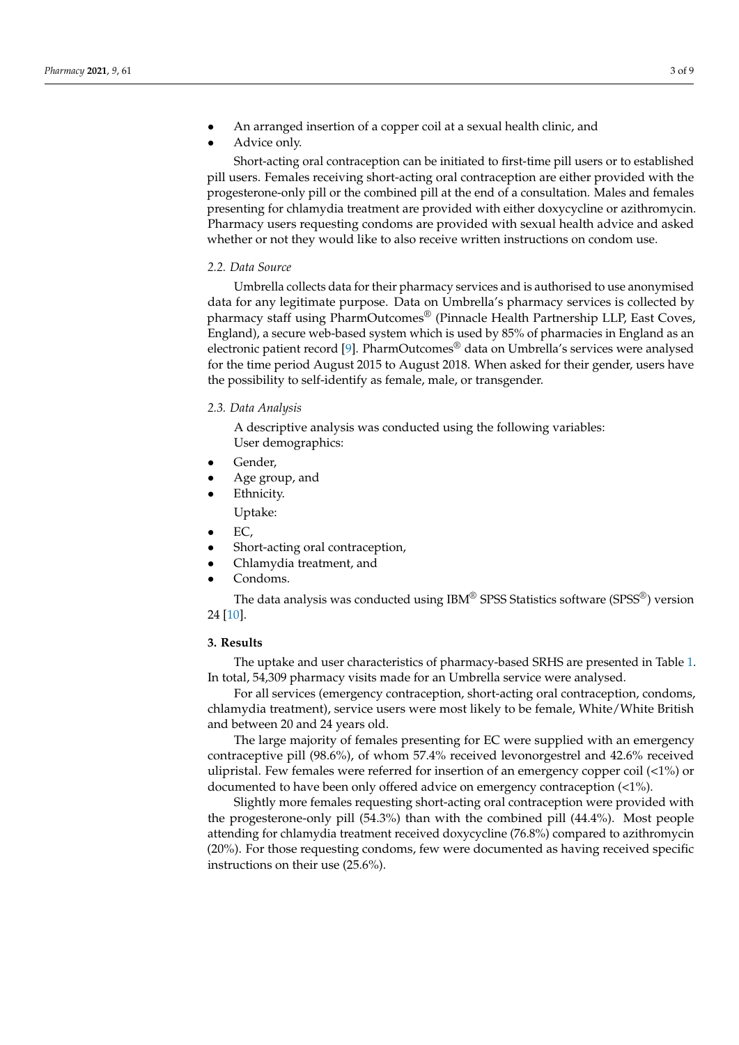- An arranged insertion of a copper coil at a sexual health clinic, and
- Advice only.

Short-acting oral contraception can be initiated to first-time pill users or to established pill users. Females receiving short-acting oral contraception are either provided with the progesterone-only pill or the combined pill at the end of a consultation. Males and females presenting for chlamydia treatment are provided with either doxycycline or azithromycin. Pharmacy users requesting condoms are provided with sexual health advice and asked whether or not they would like to also receive written instructions on condom use.

### *2.2. Data Source*

Umbrella collects data for their pharmacy services and is authorised to use anonymised data for any legitimate purpose. Data on Umbrella's pharmacy services is collected by pharmacy staff using PharmOutcomes® (Pinnacle Health Partnership LLP, East Coves, England), a secure web-based system which is used by 85% of pharmacies in England as an electronic patient record [9]. PharmOutcomes® data on Umbrella's services were analysed for the time period August 2015 to August 2018. When asked for their gender, users have the possibility to self-identify as female, male, or transgender.

### *2.3. Data Analysis*

A descriptive analysis was conducted using the following variables:

User demographics:

- Gender,
- Age group, and
- Ethnicity.

Uptake:

- EC,
- Short-acting oral contraception,
- Chlamydia treatment, and
- Condoms.

The data analysis was conducted using IBM® SPSS Statistics software (SPSS®) version 24 [10].

## **3. Results**

The uptake and user characteristics of pharmacy-based SRHS are presented in Table 1. In total, 54,309 pharmacy visits made for an Umbrella service were analysed.

For all services (emergency contraception, short-acting oral contraception, condoms, chlamydia treatment), service users were most likely to be female, White/White British and between 20 and 24 years old.

The large majority of females presenting for EC were supplied with an emergency contraceptive pill (98.6%), of whom 57.4% received levonorgestrel and 42.6% received ulipristal. Few females were referred for insertion of an emergency copper coil (<1%) or documented to have been only offered advice on emergency contraception (<1%).

Slightly more females requesting short-acting oral contraception were provided with the progesterone-only pill (54.3%) than with the combined pill (44.4%). Most people attending for chlamydia treatment received doxycycline (76.8%) compared to azithromycin (20%). For those requesting condoms, few were documented as having received specific instructions on their use (25.6%).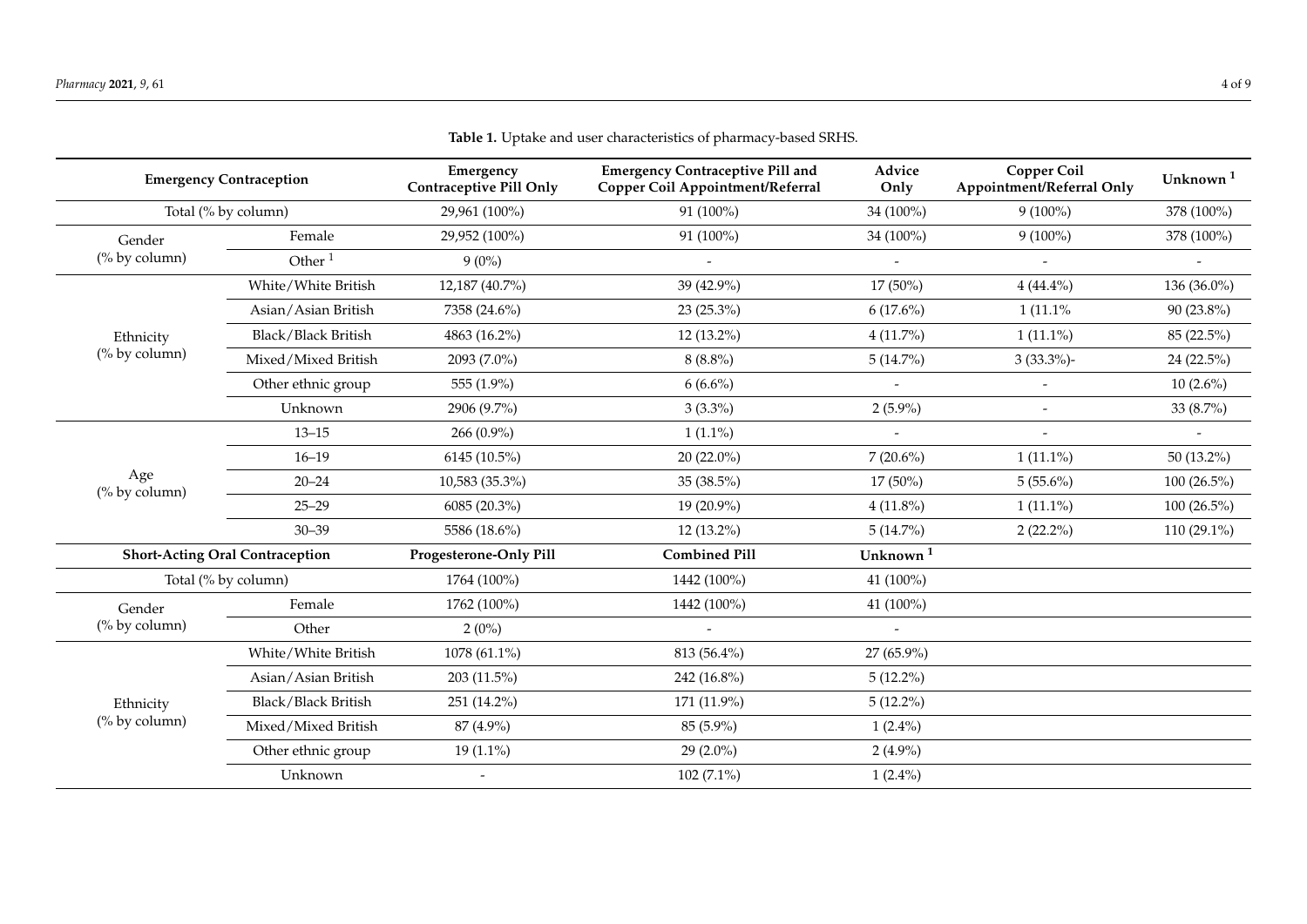**Table 1.** Uptake and user characteristics of pharmacy-based SRHS.

| Emergency Contraception | | Emergency Contraceptive Pill Only | Emergency Contraceptive Pill and Copper Coil Appointment/Referral | Advice Only | Copper Coil Appointment/Referral Only | Unknown [1] |
|---|---|---|---|---|---|---|
| Total (% by column) | | 29,961 (100%) | 91 (100%) | 34 (100%) | 9 (100%) | 378 (100%) |
| Gender (% by column) | Female | 29,952 (100%) | 91 (100%) | 34 (100%) | 9 (100%) | 378 (100%) |
| | Other [1] | 9 (0%) | - | - | - | - |
| Ethnicity (% by column) | White/White British | 12,187 (40.7%) | 39 (42.9%) | 17 (50%) | 4 (44.4%) | 136 (36.0%) |
| | Asian/Asian British | 7358 (24.6%) | 23 (25.3%) | 6 (17.6%) | 1 (11.1% | 90 (23.8%) |
| | Black/Black British | 4863 (16.2%) | 12 (13.2%) | 4 (11.7%) | 1 (11.1%) | 85 (22.5%) |
| | Mixed/Mixed British | 2093 (7.0%) | 8 (8.8%) | 5 (14.7%) | 3 (33.3%)- | 24 (22.5%) |
| | Other ethnic group | 555 (1.9%) | 6 (6.6%) | - | - | 10 (2.6%) |
| | Unknown | 2906 (9.7%) | 3 (3.3%) | 2 (5.9%) | - | 33 (8.7%) |
| Age (% by column) | 13–15 | 266 (0.9%) | 1 (1.1%) | - | - | - |
| | 16–19 | 6145 (10.5%) | 20 (22.0%) | 7 (20.6%) | 1 (11.1%) | 50 (13.2%) |
| | 20–24 | 10,583 (35.3%) | 35 (38.5%) | 17 (50%) | 5 (55.6%) | 100 (26.5%) |
| | 25–29 | 6085 (20.3%) | 19 (20.9%) | 4 (11.8%) | 1 (11.1%) | 100 (26.5%) |
| | 30–39 | 5586 (18.6%) | 12 (13.2%) | 5 (14.7%) | 2 (22.2%) | 110 (29.1%) |
| **Short-Acting Oral Contraception** | | **Progesterone-Only Pill** | **Combined Pill** | **Unknown [1]** | | |
| Total (% by column) | | 1764 (100%) | 1442 (100%) | 41 (100%) | | |
| Gender (% by column) | Female | 1762 (100%) | 1442 (100%) | 41 (100%) | | |
| | Other | 2 (0%) | - | - | | |
| Ethnicity (% by column) | White/White British | 1078 (61.1%) | 813 (56.4%) | 27 (65.9%) | | |
| | Asian/Asian British | 203 (11.5%) | 242 (16.8%) | 5 (12.2%) | | |
| | Black/Black British | 251 (14.2%) | 171 (11.9%) | 5 (12.2%) | | |
| | Mixed/Mixed British | 87 (4.9%) | 85 (5.9%) | 1 (2.4%) | | |
| | Other ethnic group | 19 (1.1%) | 29 (2.0%) | 2 (4.9%) | | |
| | Unknown | - | 102 (7.1%) | 1 (2.4%) | | |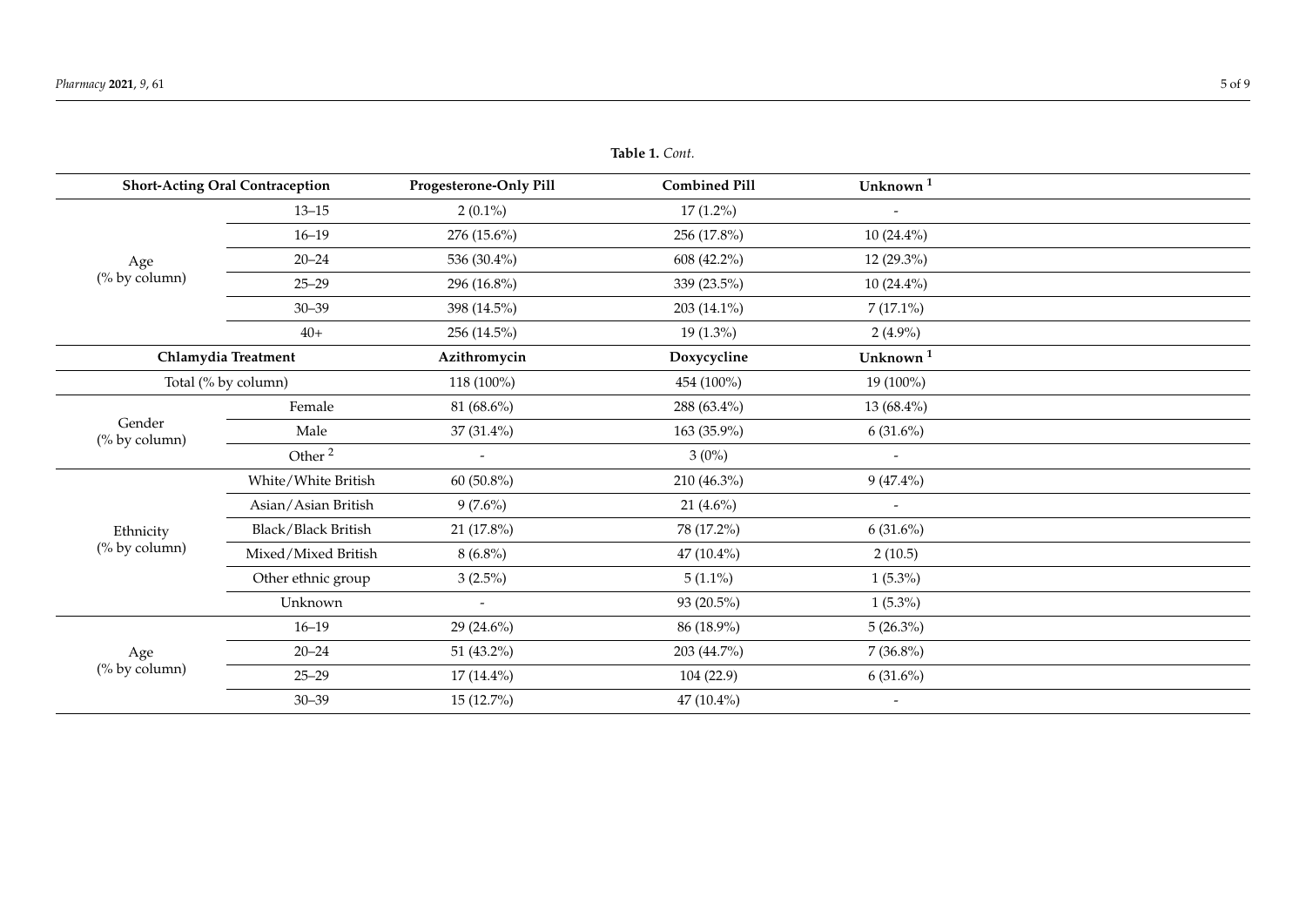**Table 1.** *Cont.*

| Short-Acting Oral Contraception | | Progesterone-Only Pill | Combined Pill | Unknown [1] |
|---|---|---|---|---|
| Age (% by column) | 13–15 | 2 (0.1%) | 17 (1.2%) | - |
| | 16–19 | 276 (15.6%) | 256 (17.8%) | 10 (24.4%) |
| | 20–24 | 536 (30.4%) | 608 (42.2%) | 12 (29.3%) |
| | 25–29 | 296 (16.8%) | 339 (23.5%) | 10 (24.4%) |
| | 30–39 | 398 (14.5%) | 203 (14.1%) | 7 (17.1%) |
| | 40+ | 256 (14.5%) | 19 (1.3%) | 2 (4.9%) |
| **Chlamydia Treatment** | | **Azithromycin** | **Doxycycline** | **Unknown [1]** |
| Total (% by column) | | 118 (100%) | 454 (100%) | 19 (100%) |
| Gender (% by column) | Female | 81 (68.6%) | 288 (63.4%) | 13 (68.4%) |
| | Male | 37 (31.4%) | 163 (35.9%) | 6 (31.6%) |
| | Other [2] | - | 3 (0%) | - |
| Ethnicity (% by column) | White/White British | 60 (50.8%) | 210 (46.3%) | 9 (47.4%) |
| | Asian/Asian British | 9 (7.6%) | 21 (4.6%) | - |
| | Black/Black British | 21 (17.8%) | 78 (17.2%) | 6 (31.6%) |
| | Mixed/Mixed British | 8 (6.8%) | 47 (10.4%) | 2 (10.5) |
| | Other ethnic group | 3 (2.5%) | 5 (1.1%) | 1 (5.3%) |
| | Unknown | - | 93 (20.5%) | 1 (5.3%) |
| Age (% by column) | 16–19 | 29 (24.6%) | 86 (18.9%) | 5 (26.3%) |
| | 20–24 | 51 (43.2%) | 203 (44.7%) | 7 (36.8%) |
| | 25–29 | 17 (14.4%) | 104 (22.9) | 6 (31.6%) |
| | 30–39 | 15 (12.7%) | 47 (10.4%) | - |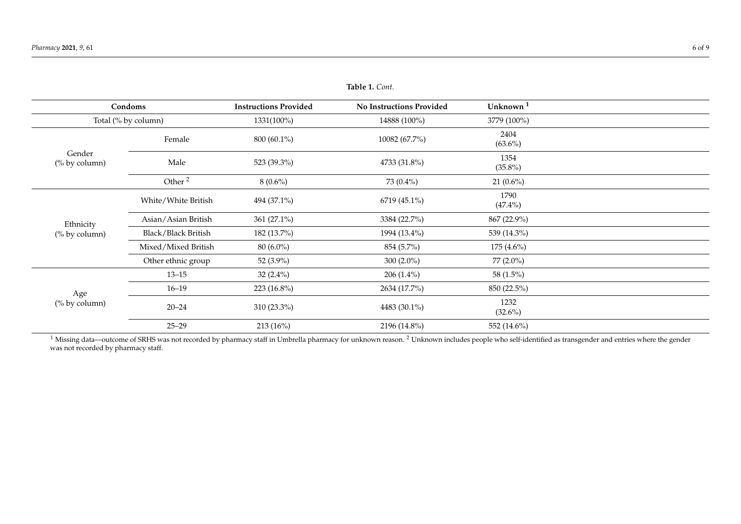**Table 1.** *Cont.*

| Condoms | | Instructions Provided | No Instructions Provided | Unknown [1] |
|---|---|---|---|---|
| Total (% by column) | | 1331(100%) | 14888 (100%) | 3779 (100%) |
| Gender (% by column) | Female | 800 (60.1%) | 10082 (67.7%) | 2404 (63.6%) |
| | Male | 523 (39.3%) | 4733 (31.8%) | 1354 (35.8%) |
| | Other [2] | 8 (0.6%) | 73 (0.4%) | 21 (0.6%) |
| Ethnicity (% by column) | White/White British | 494 (37.1%) | 6719 (45.1%) | 1790 (47.4%) |
| | Asian/Asian British | 361 (27.1%) | 3384 (22.7%) | 867 (22.9%) |
| | Black/Black British | 182 (13.7%) | 1994 (13.4%) | 539 (14.3%) |
| | Mixed/Mixed British | 80 (6.0%) | 854 (5.7%) | 175 (4.6%) |
| | Other ethnic group | 52 (3.9%) | 300 (2.0%) | 77 (2.0%) |
| Age (% by column) | 13–15 | 32 (2.4%) | 206 (1.4%) | 58 (1.5%) |
| | 16–19 | 223 (16.8%) | 2634 (17.7%) | 850 (22.5%) |
| | 20–24 | 310 (23.3%) | 4483 (30.1%) | 1232 (32.6%) |
| | 25–29 | 213 (16%) | 2196 (14.8%) | 552 (14.6%) |

[1] Missing data—outcome of SRHS was not recorded by pharmacy staff in Umbrella pharmacy for unknown reason. [2] Unknown includes people who self-identified as transgender and entries where the gender was not recorded by pharmacy staff.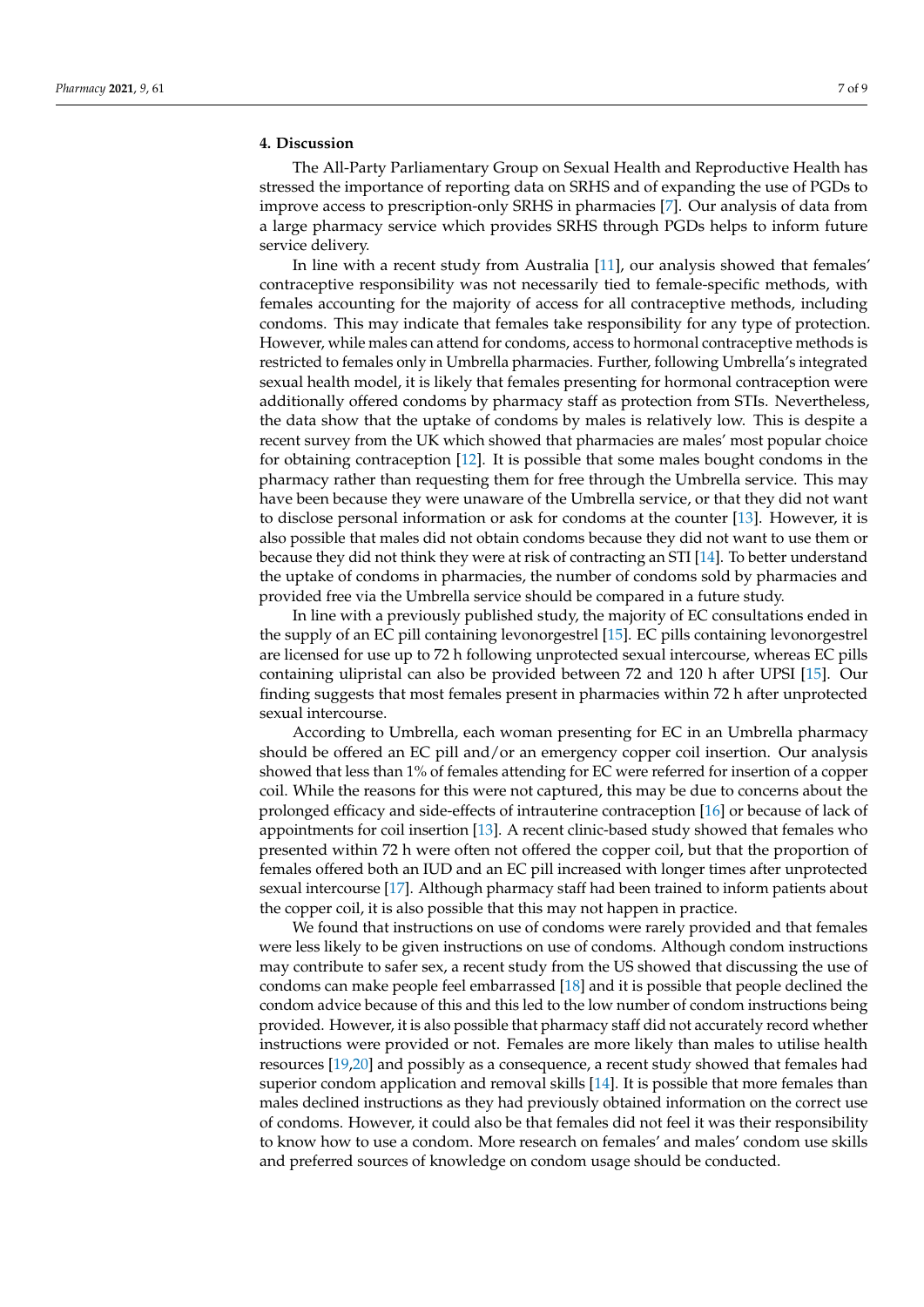## 4. Discussion

The All-Party Parliamentary Group on Sexual Health and Reproductive Health has stressed the importance of reporting data on SRHS and of expanding the use of PGDs to improve access to prescription-only SRHS in pharmacies [7]. Our analysis of data from a large pharmacy service which provides SRHS through PGDs helps to inform future service delivery.

In line with a recent study from Australia [11], our analysis showed that females' contraceptive responsibility was not necessarily tied to female-specific methods, with females accounting for the majority of access for all contraceptive methods, including condoms. This may indicate that females take responsibility for any type of protection. However, while males can attend for condoms, access to hormonal contraceptive methods is restricted to females only in Umbrella pharmacies. Further, following Umbrella's integrated sexual health model, it is likely that females presenting for hormonal contraception were additionally offered condoms by pharmacy staff as protection from STIs. Nevertheless, the data show that the uptake of condoms by males is relatively low. This is despite a recent survey from the UK which showed that pharmacies are males' most popular choice for obtaining contraception [12]. It is possible that some males bought condoms in the pharmacy rather than requesting them for free through the Umbrella service. This may have been because they were unaware of the Umbrella service, or that they did not want to disclose personal information or ask for condoms at the counter [13]. However, it is also possible that males did not obtain condoms because they did not want to use them or because they did not think they were at risk of contracting an STI [14]. To better understand the uptake of condoms in pharmacies, the number of condoms sold by pharmacies and provided free via the Umbrella service should be compared in a future study.

In line with a previously published study, the majority of EC consultations ended in the supply of an EC pill containing levonorgestrel [15]. EC pills containing levonorgestrel are licensed for use up to 72 h following unprotected sexual intercourse, whereas EC pills containing ulipristal can also be provided between 72 and 120 h after UPSI [15]. Our finding suggests that most females present in pharmacies within 72 h after unprotected sexual intercourse.

According to Umbrella, each woman presenting for EC in an Umbrella pharmacy should be offered an EC pill and/or an emergency copper coil insertion. Our analysis showed that less than 1% of females attending for EC were referred for insertion of a copper coil. While the reasons for this were not captured, this may be due to concerns about the prolonged efficacy and side-effects of intrauterine contraception [16] or because of lack of appointments for coil insertion [13]. A recent clinic-based study showed that females who presented within 72 h were often not offered the copper coil, but that the proportion of females offered both an IUD and an EC pill increased with longer times after unprotected sexual intercourse [17]. Although pharmacy staff had been trained to inform patients about the copper coil, it is also possible that this may not happen in practice.

We found that instructions on use of condoms were rarely provided and that females were less likely to be given instructions on use of condoms. Although condom instructions may contribute to safer sex, a recent study from the US showed that discussing the use of condoms can make people feel embarrassed [18] and it is possible that people declined the condom advice because of this and this led to the low number of condom instructions being provided. However, it is also possible that pharmacy staff did not accurately record whether instructions were provided or not. Females are more likely than males to utilise health resources [19,20] and possibly as a consequence, a recent study showed that females had superior condom application and removal skills [14]. It is possible that more females than males declined instructions as they had previously obtained information on the correct use of condoms. However, it could also be that females did not feel it was their responsibility to know how to use a condom. More research on females' and males' condom use skills and preferred sources of knowledge on condom usage should be conducted.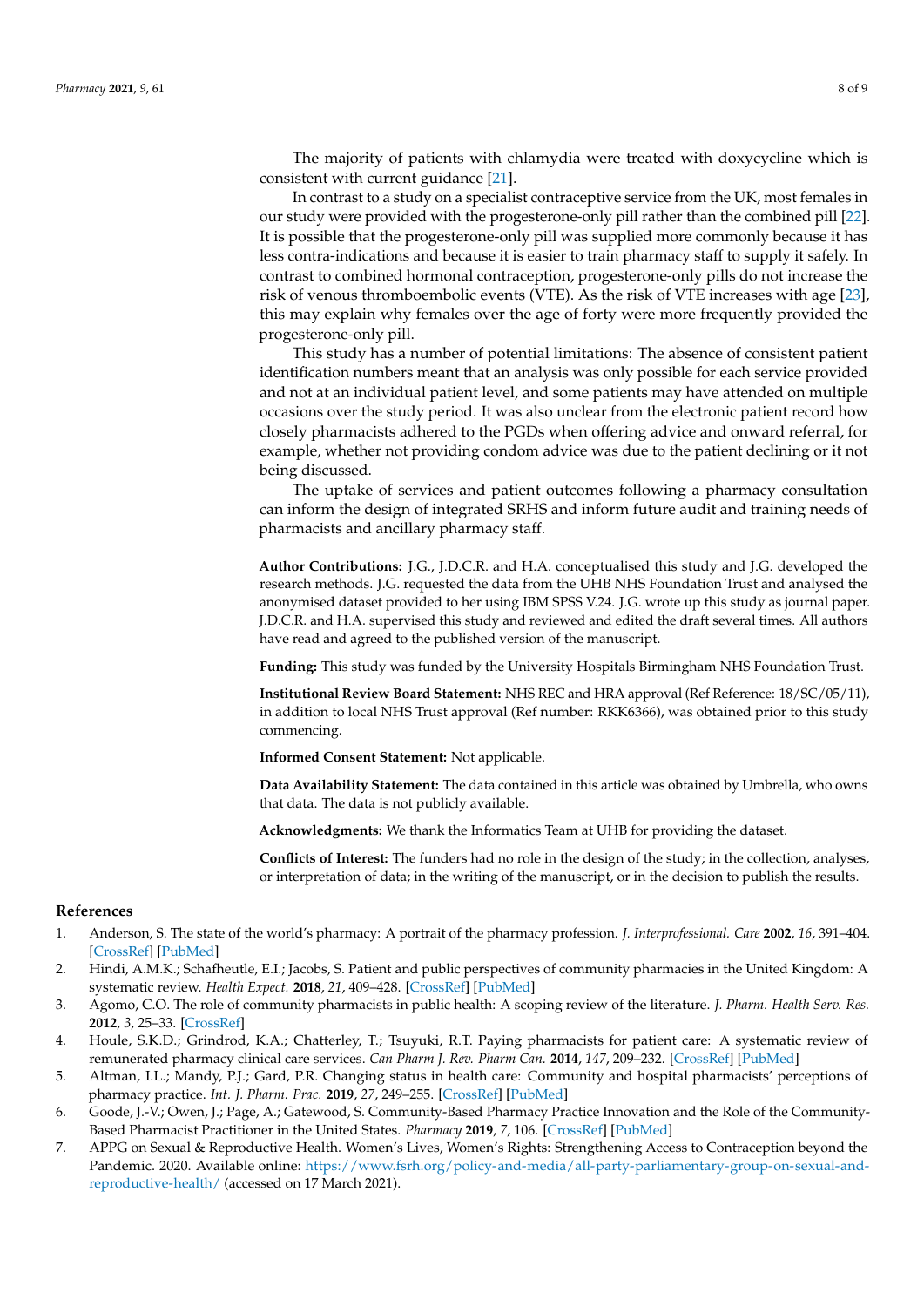The majority of patients with chlamydia were treated with doxycycline which is consistent with current guidance [21].

In contrast to a study on a specialist contraceptive service from the UK, most females in our study were provided with the progesterone-only pill rather than the combined pill [22]. It is possible that the progesterone-only pill was supplied more commonly because it has less contra-indications and because it is easier to train pharmacy staff to supply it safely. In contrast to combined hormonal contraception, progesterone-only pills do not increase the risk of venous thromboembolic events (VTE). As the risk of VTE increases with age [23], this may explain why females over the age of forty were more frequently provided the progesterone-only pill.

This study has a number of potential limitations: The absence of consistent patient identification numbers meant that an analysis was only possible for each service provided and not at an individual patient level, and some patients may have attended on multiple occasions over the study period. It was also unclear from the electronic patient record how closely pharmacists adhered to the PGDs when offering advice and onward referral, for example, whether not providing condom advice was due to the patient declining or it not being discussed.

The uptake of services and patient outcomes following a pharmacy consultation can inform the design of integrated SRHS and inform future audit and training needs of pharmacists and ancillary pharmacy staff.

**Author Contributions:** J.G., J.D.C.R. and H.A. conceptualised this study and J.G. developed the research methods. J.G. requested the data from the UHB NHS Foundation Trust and analysed the anonymised dataset provided to her using IBM SPSS V.24. J.G. wrote up this study as journal paper. J.D.C.R. and H.A. supervised this study and reviewed and edited the draft several times. All authors have read and agreed to the published version of the manuscript.

**Funding:** This study was funded by the University Hospitals Birmingham NHS Foundation Trust.

**Institutional Review Board Statement:** NHS REC and HRA approval (Ref Reference: 18/SC/05/11), in addition to local NHS Trust approval (Ref number: RKK6366), was obtained prior to this study commencing.

**Informed Consent Statement:** Not applicable.

**Data Availability Statement:** The data contained in this article was obtained by Umbrella, who owns that data. The data is not publicly available.

**Acknowledgments:** We thank the Informatics Team at UHB for providing the dataset.

**Conflicts of Interest:** The funders had no role in the design of the study; in the collection, analyses, or interpretation of data; in the writing of the manuscript, or in the decision to publish the results.

## References

1. Anderson, S. The state of the world's pharmacy: A portrait of the pharmacy profession. *J. Interprofessional. Care* **2002**, *16*, 391–404. [CrossRef] [PubMed]
2. Hindi, A.M.K.; Schafheutle, E.I.; Jacobs, S. Patient and public perspectives of community pharmacies in the United Kingdom: A systematic review. *Health Expect.* **2018**, *21*, 409–428. [CrossRef] [PubMed]
3. Agomo, C.O. The role of community pharmacists in public health: A scoping review of the literature. *J. Pharm. Health Serv. Res.* **2012**, *3*, 25–33. [CrossRef]
4. Houle, S.K.D.; Grindrod, K.A.; Chatterley, T.; Tsuyuki, R.T. Paying pharmacists for patient care: A systematic review of remunerated pharmacy clinical care services. *Can Pharm J. Rev. Pharm Can.* **2014**, *147*, 209–232. [CrossRef] [PubMed]
5. Altman, I.L.; Mandy, P.J.; Gard, P.R. Changing status in health care: Community and hospital pharmacists' perceptions of pharmacy practice. *Int. J. Pharm. Prac.* **2019**, *27*, 249–255. [CrossRef] [PubMed]
6. Goode, J.-V.; Owen, J.; Page, A.; Gatewood, S. Community-Based Pharmacy Practice Innovation and the Role of the Community-Based Pharmacist Practitioner in the United States. *Pharmacy* **2019**, *7*, 106. [CrossRef] [PubMed]
7. APPG on Sexual & Reproductive Health. Women's Lives, Women's Rights: Strengthening Access to Contraception beyond the Pandemic. 2020. Available online: https://www.fsrh.org/policy-and-media/all-party-parliamentary-group-on-sexual-and-reproductive-health/ (accessed on 17 March 2021).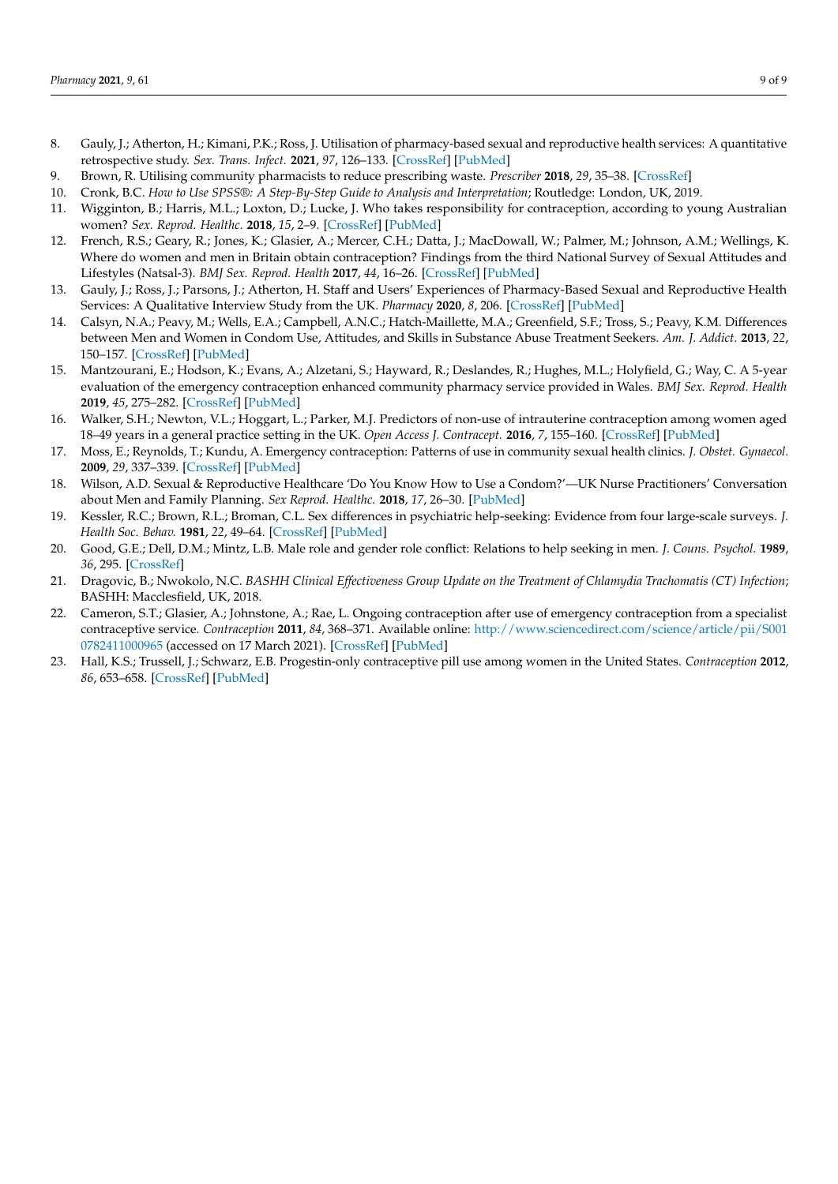8. Gauly, J.; Atherton, H.; Kimani, P.K.; Ross, J. Utilisation of pharmacy-based sexual and reproductive health services: A quantitative retrospective study. *Sex. Trans. Infect.* **2021**, *97*, 126–133. [CrossRef] [PubMed]
9. Brown, R. Utilising community pharmacists to reduce prescribing waste. *Prescriber* **2018**, *29*, 35–38. [CrossRef]
10. Cronk, B.C. *How to Use SPSS®: A Step-By-Step Guide to Analysis and Interpretation*; Routledge: London, UK, 2019.
11. Wigginton, B.; Harris, M.L.; Loxton, D.; Lucke, J. Who takes responsibility for contraception, according to young Australian women? *Sex. Reprod. Healthc.* **2018**, *15*, 2–9. [CrossRef] [PubMed]
12. French, R.S.; Geary, R.; Jones, K.; Glasier, A.; Mercer, C.H.; Datta, J.; MacDowall, W.; Palmer, M.; Johnson, A.M.; Wellings, K. Where do women and men in Britain obtain contraception? Findings from the third National Survey of Sexual Attitudes and Lifestyles (Natsal-3). *BMJ Sex. Reprod. Health* **2017**, *44*, 16–26. [CrossRef] [PubMed]
13. Gauly, J.; Ross, J.; Parsons, J.; Atherton, H. Staff and Users' Experiences of Pharmacy-Based Sexual and Reproductive Health Services: A Qualitative Interview Study from the UK. *Pharmacy* **2020**, *8*, 206. [CrossRef] [PubMed]
14. Calsyn, N.A.; Peavy, M.; Wells, E.A.; Campbell, A.N.C.; Hatch-Maillette, M.A.; Greenfield, S.F.; Tross, S.; Peavy, K.M. Differences between Men and Women in Condom Use, Attitudes, and Skills in Substance Abuse Treatment Seekers. *Am. J. Addict.* **2013**, *22*, 150–157. [CrossRef] [PubMed]
15. Mantzourani, E.; Hodson, K.; Evans, A.; Alzetani, S.; Hayward, R.; Deslandes, R.; Hughes, M.L.; Holyfield, G.; Way, C. A 5-year evaluation of the emergency contraception enhanced community pharmacy service provided in Wales. *BMJ Sex. Reprod. Health* **2019**, *45*, 275–282. [CrossRef] [PubMed]
16. Walker, S.H.; Newton, V.L.; Hoggart, L.; Parker, M.J. Predictors of non-use of intrauterine contraception among women aged 18–49 years in a general practice setting in the UK. *Open Access J. Contracept.* **2016**, *7*, 155–160. [CrossRef] [PubMed]
17. Moss, E.; Reynolds, T.; Kundu, A. Emergency contraception: Patterns of use in community sexual health clinics. *J. Obstet. Gynaecol.* **2009**, *29*, 337–339. [CrossRef] [PubMed]
18. Wilson, A.D. Sexual & Reproductive Healthcare 'Do You Know How to Use a Condom?'—UK Nurse Practitioners' Conversation about Men and Family Planning. *Sex Reprod. Healthc.* **2018**, *17*, 26–30. [PubMed]
19. Kessler, R.C.; Brown, R.L.; Broman, C.L. Sex differences in psychiatric help-seeking: Evidence from four large-scale surveys. *J. Health Soc. Behav.* **1981**, *22*, 49–64. [CrossRef] [PubMed]
20. Good, G.E.; Dell, D.M.; Mintz, L.B. Male role and gender role conflict: Relations to help seeking in men. *J. Couns. Psychol.* **1989**, *36*, 295. [CrossRef]
21. Dragovic, B.; Nwokolo, N.C. *BASHH Clinical Effectiveness Group Update on the Treatment of Chlamydia Trachomatis (CT) Infection*; BASHH: Macclesfield, UK, 2018.
22. Cameron, S.T.; Glasier, A.; Johnstone, A.; Rae, L. Ongoing contraception after use of emergency contraception from a specialist contraceptive service. *Contraception* **2011**, *84*, 368–371. Available online: http://www.sciencedirect.com/science/article/pii/S0010782411000965 (accessed on 17 March 2021). [CrossRef] [PubMed]
23. Hall, K.S.; Trussell, J.; Schwarz, E.B. Progestin-only contraceptive pill use among women in the United States. *Contraception* **2012**, *86*, 653–658. [CrossRef] [PubMed]